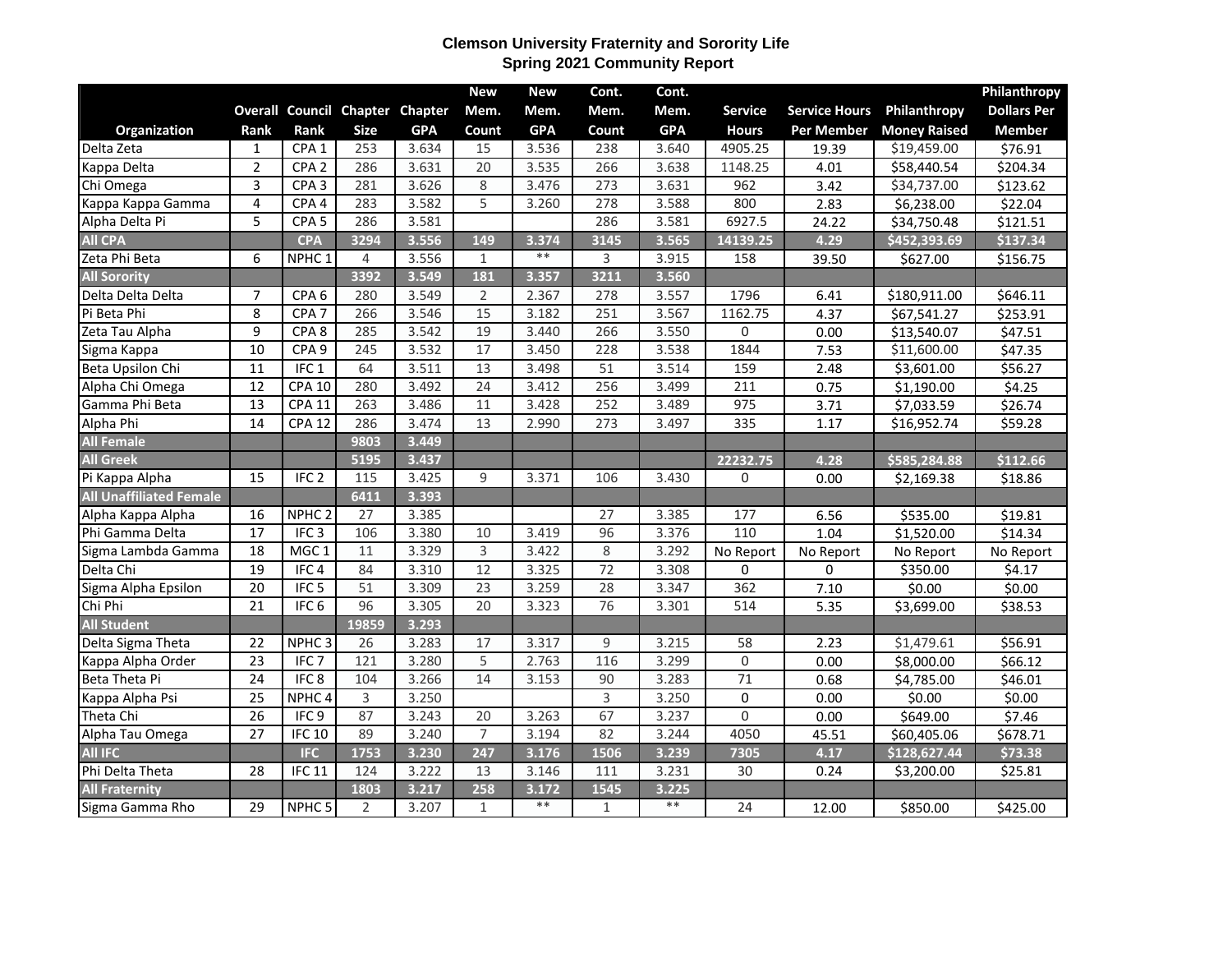# Clemson University Fraternity and Sorority Life
## Spring 2021 Community Report

| Organization | Overall Rank | Council Rank | Chapter Size | Chapter GPA | New Mem. Count | New Mem. GPA | Cont. Mem. Count | Cont. Mem. GPA | Service Hours | Service Hours Per Member | Philanthropy Money Raised | Philanthropy Dollars Per Member |
|---|---|---|---|---|---|---|---|---|---|---|---|---|
| Delta Zeta | 1 | CPA 1 | 253 | 3.634 | 15 | 3.536 | 238 | 3.640 | 4905.25 | 19.39 | $19,459.00 | $76.91 |
| Kappa Delta | 2 | CPA 2 | 286 | 3.631 | 20 | 3.535 | 266 | 3.638 | 1148.25 | 4.01 | $58,440.54 | $204.34 |
| Chi Omega | 3 | CPA 3 | 281 | 3.626 | 8 | 3.476 | 273 | 3.631 | 962 | 3.42 | $34,737.00 | $123.62 |
| Kappa Kappa Gamma | 4 | CPA 4 | 283 | 3.582 | 5 | 3.260 | 278 | 3.588 | 800 | 2.83 | $6,238.00 | $22.04 |
| Alpha Delta Pi | 5 | CPA 5 | 286 | 3.581 | | | 286 | 3.581 | 6927.5 | 24.22 | $34,750.48 | $121.51 |
| **All CPA** | | **CPA** | **3294** | **3.556** | **149** | **3.374** | **3145** | **3.565** | **14139.25** | **4.29** | **$452,393.69** | **$137.34** |
| Zeta Phi Beta | 6 | NPHC 1 | 4 | 3.556 | 1 | ** | 3 | 3.915 | 158 | 39.50 | $627.00 | $156.75 |
| **All Sorority** | | | **3392** | **3.549** | **181** | **3.357** | **3211** | **3.560** | | | | |
| Delta Delta Delta | 7 | CPA 6 | 280 | 3.549 | 2 | 2.367 | 278 | 3.557 | 1796 | 6.41 | $180,911.00 | $646.11 |
| Pi Beta Phi | 8 | CPA 7 | 266 | 3.546 | 15 | 3.182 | 251 | 3.567 | 1162.75 | 4.37 | $67,541.27 | $253.91 |
| Zeta Tau Alpha | 9 | CPA 8 | 285 | 3.542 | 19 | 3.440 | 266 | 3.550 | 0 | 0.00 | $13,540.07 | $47.51 |
| Sigma Kappa | 10 | CPA 9 | 245 | 3.532 | 17 | 3.450 | 228 | 3.538 | 1844 | 7.53 | $11,600.00 | $47.35 |
| Beta Upsilon Chi | 11 | IFC 1 | 64 | 3.511 | 13 | 3.498 | 51 | 3.514 | 159 | 2.48 | $3,601.00 | $56.27 |
| Alpha Chi Omega | 12 | CPA 10 | 280 | 3.492 | 24 | 3.412 | 256 | 3.499 | 211 | 0.75 | $1,190.00 | $4.25 |
| Gamma Phi Beta | 13 | CPA 11 | 263 | 3.486 | 11 | 3.428 | 252 | 3.489 | 975 | 3.71 | $7,033.59 | $26.74 |
| Alpha Phi | 14 | CPA 12 | 286 | 3.474 | 13 | 2.990 | 273 | 3.497 | 335 | 1.17 | $16,952.74 | $59.28 |
| **All Female** | | | **9803** | **3.449** | | | | | | | | |
| **All Greek** | | | **5195** | **3.437** | | | | | **22232.75** | **4.28** | **$585,284.88** | **$112.66** |
| Pi Kappa Alpha | 15 | IFC 2 | 115 | 3.425 | 9 | 3.371 | 106 | 3.430 | 0 | 0.00 | $2,169.38 | $18.86 |
| **All Unaffiliated Female** | | | **6411** | **3.393** | | | | | | | | |
| Alpha Kappa Alpha | 16 | NPHC 2 | 27 | 3.385 | | | 27 | 3.385 | 177 | 6.56 | $535.00 | $19.81 |
| Phi Gamma Delta | 17 | IFC 3 | 106 | 3.380 | 10 | 3.419 | 96 | 3.376 | 110 | 1.04 | $1,520.00 | $14.34 |
| Sigma Lambda Gamma | 18 | MGC 1 | 11 | 3.329 | 3 | 3.422 | 8 | 3.292 | No Report | No Report | No Report | No Report |
| Delta Chi | 19 | IFC 4 | 84 | 3.310 | 12 | 3.325 | 72 | 3.308 | 0 | 0 | $350.00 | $4.17 |
| Sigma Alpha Epsilon | 20 | IFC 5 | 51 | 3.309 | 23 | 3.259 | 28 | 3.347 | 362 | 7.10 | $0.00 | $0.00 |
| Chi Phi | 21 | IFC 6 | 96 | 3.305 | 20 | 3.323 | 76 | 3.301 | 514 | 5.35 | $3,699.00 | $38.53 |
| **All Student** | | | **19859** | **3.293** | | | | | | | | |
| Delta Sigma Theta | 22 | NPHC 3 | 26 | 3.283 | 17 | 3.317 | 9 | 3.215 | 58 | 2.23 | $1,479.61 | $56.91 |
| Kappa Alpha Order | 23 | IFC 7 | 121 | 3.280 | 5 | 2.763 | 116 | 3.299 | 0 | 0.00 | $8,000.00 | $66.12 |
| Beta Theta Pi | 24 | IFC 8 | 104 | 3.266 | 14 | 3.153 | 90 | 3.283 | 71 | 0.68 | $4,785.00 | $46.01 |
| Kappa Alpha Psi | 25 | NPHC 4 | 3 | 3.250 | | | 3 | 3.250 | 0 | 0.00 | $0.00 | $0.00 |
| Theta Chi | 26 | IFC 9 | 87 | 3.243 | 20 | 3.263 | 67 | 3.237 | 0 | 0.00 | $649.00 | $7.46 |
| Alpha Tau Omega | 27 | IFC 10 | 89 | 3.240 | 7 | 3.194 | 82 | 3.244 | 4050 | 45.51 | $60,405.06 | $678.71 |
| **All IFC** | | **IFC** | **1753** | **3.230** | **247** | **3.176** | **1506** | **3.239** | **7305** | **4.17** | **$128,627.44** | **$73.38** |
| Phi Delta Theta | 28 | IFC 11 | 124 | 3.222 | 13 | 3.146 | 111 | 3.231 | 30 | 0.24 | $3,200.00 | $25.81 |
| **All Fraternity** | | | **1803** | **3.217** | **258** | **3.172** | **1545** | **3.225** | | | | |
| Sigma Gamma Rho | 29 | NPHC 5 | 2 | 3.207 | 1 | ** | 1 | ** | 24 | 12.00 | $850.00 | $425.00 |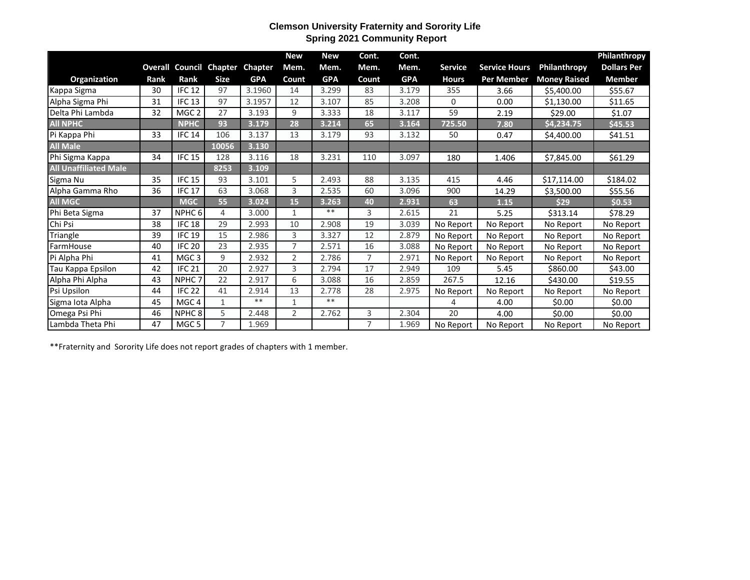**Clemson University Fraternity and Sorority Life**
**Spring 2021 Community Report**

| Organization | Overall Rank | Council Rank | Chapter Size | Chapter GPA | New Mem. Count | New Mem. GPA | Cont. Mem. Count | Cont. Mem. GPA | Service Hours | Service Hours Per Member | Philanthropy Money Raised | Philanthropy Dollars Per Member |
|---|---|---|---|---|---|---|---|---|---|---|---|---|
| Kappa Sigma | 30 | IFC 12 | 97 | 3.1960 | 14 | 3.299 | 83 | 3.179 | 355 | 3.66 | $5,400.00 | $55.67 |
| Alpha Sigma Phi | 31 | IFC 13 | 97 | 3.1957 | 12 | 3.107 | 85 | 3.208 | 0 | 0.00 | $1,130.00 | $11.65 |
| Delta Phi Lambda | 32 | MGC 2 | 27 | 3.193 | 9 | 3.333 | 18 | 3.117 | 59 | 2.19 | $29.00 | $1.07 |
| **All NPHC** | | **NPHC** | **93** | **3.179** | **28** | **3.214** | **65** | **3.164** | **725.50** | **7.80** | **$4,234.75** | **$45.53** |
| Pi Kappa Phi | 33 | IFC 14 | 106 | 3.137 | 13 | 3.179 | 93 | 3.132 | 50 | 0.47 | $4,400.00 | $41.51 |
| **All Male** | | | **10056** | **3.130** | | | | | | | | |
| Phi Sigma Kappa | 34 | IFC 15 | 128 | 3.116 | 18 | 3.231 | 110 | 3.097 | 180 | 1.406 | $7,845.00 | $61.29 |
| **All Unaffiliated Male** | | | **8253** | **3.109** | | | | | | | | |
| Sigma Nu | 35 | IFC 15 | 93 | 3.101 | 5 | 2.493 | 88 | 3.135 | 415 | 4.46 | $17,114.00 | $184.02 |
| Alpha Gamma Rho | 36 | IFC 17 | 63 | 3.068 | 3 | 2.535 | 60 | 3.096 | 900 | 14.29 | $3,500.00 | $55.56 |
| **All MGC** | | **MGC** | **55** | **3.024** | **15** | **3.263** | **40** | **2.931** | **63** | **1.15** | **$29** | **$0.53** |
| Phi Beta Sigma | 37 | NPHC 6 | 4 | 3.000 | 1 | ** | 3 | 2.615 | 21 | 5.25 | $313.14 | $78.29 |
| Chi Psi | 38 | IFC 18 | 29 | 2.993 | 10 | 2.908 | 19 | 3.039 | No Report | No Report | No Report | No Report |
| Triangle | 39 | IFC 19 | 15 | 2.986 | 3 | 3.327 | 12 | 2.879 | No Report | No Report | No Report | No Report |
| FarmHouse | 40 | IFC 20 | 23 | 2.935 | 7 | 2.571 | 16 | 3.088 | No Report | No Report | No Report | No Report |
| Pi Alpha Phi | 41 | MGC 3 | 9 | 2.932 | 2 | 2.786 | 7 | 2.971 | No Report | No Report | No Report | No Report |
| Tau Kappa Epsilon | 42 | IFC 21 | 20 | 2.927 | 3 | 2.794 | 17 | 2.949 | 109 | 5.45 | $860.00 | $43.00 |
| Alpha Phi Alpha | 43 | NPHC 7 | 22 | 2.917 | 6 | 3.088 | 16 | 2.859 | 267.5 | 12.16 | $430.00 | $19.55 |
| Psi Upsilon | 44 | IFC 22 | 41 | 2.914 | 13 | 2.778 | 28 | 2.975 | No Report | No Report | No Report | No Report |
| Sigma Iota Alpha | 45 | MGC 4 | 1 | ** | 1 | ** | | | 4 | 4.00 | $0.00 | $0.00 |
| Omega Psi Phi | 46 | NPHC 8 | 5 | 2.448 | 2 | 2.762 | 3 | 2.304 | 20 | 4.00 | $0.00 | $0.00 |
| Lambda Theta Phi | 47 | MGC 5 | 7 | 1.969 | | | 7 | 1.969 | No Report | No Report | No Report | No Report |

**Fraternity and Sorority Life does not report grades of chapters with 1 member.